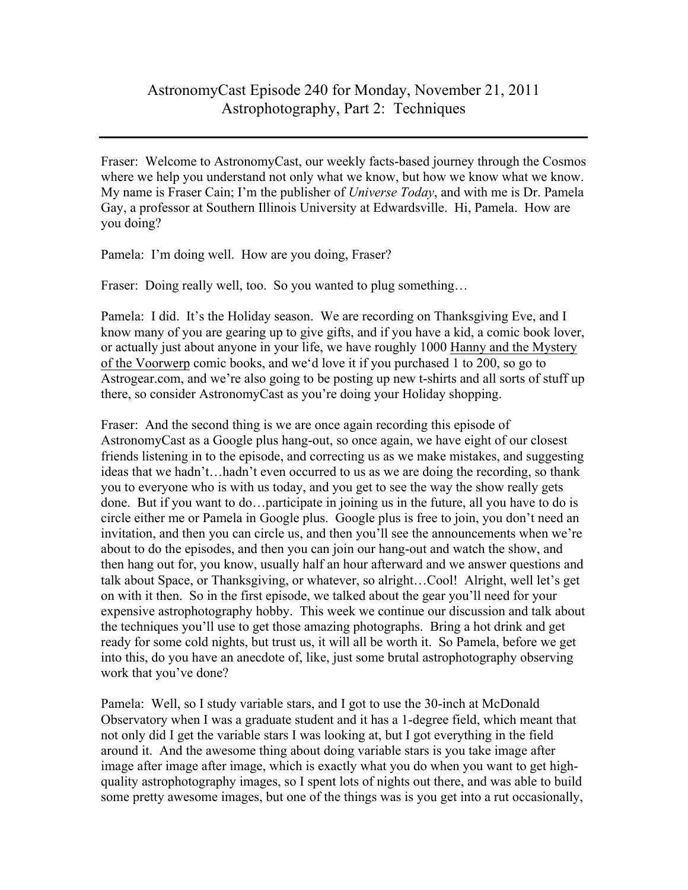# AstronomyCast Episode 240 for Monday, November 21, 2011
## Astrophotography, Part 2: Techniques

---

Fraser: Welcome to AstronomyCast, our weekly facts-based journey through the Cosmos where we help you understand not only what we know, but how we know what we know. My name is Fraser Cain; I'm the publisher of *Universe Today*, and with me is Dr. Pamela Gay, a professor at Southern Illinois University at Edwardsville. Hi, Pamela. How are you doing?

Pamela: I'm doing well. How are you doing, Fraser?

Fraser: Doing really well, too. So you wanted to plug something…

Pamela: I did. It's the Holiday season. We are recording on Thanksgiving Eve, and I know many of you are gearing up to give gifts, and if you have a kid, a comic book lover, or actually just about anyone in your life, we have roughly 1000 Hanny and the Mystery of the Voorwerp comic books, and we'd love it if you purchased 1 to 200, so go to Astrogear.com, and we're also going to be posting up new t-shirts and all sorts of stuff up there, so consider AstronomyCast as you're doing your Holiday shopping.

Fraser: And the second thing is we are once again recording this episode of AstronomyCast as a Google plus hang-out, so once again, we have eight of our closest friends listening in to the episode, and correcting us as we make mistakes, and suggesting ideas that we hadn't…hadn't even occurred to us as we are doing the recording, so thank you to everyone who is with us today, and you get to see the way the show really gets done. But if you want to do…participate in joining us in the future, all you have to do is circle either me or Pamela in Google plus. Google plus is free to join, you don't need an invitation, and then you can circle us, and then you'll see the announcements when we're about to do the episodes, and then you can join our hang-out and watch the show, and then hang out for, you know, usually half an hour afterward and we answer questions and talk about Space, or Thanksgiving, or whatever, so alright…Cool! Alright, well let's get on with it then. So in the first episode, we talked about the gear you'll need for your expensive astrophotography hobby. This week we continue our discussion and talk about the techniques you'll use to get those amazing photographs. Bring a hot drink and get ready for some cold nights, but trust us, it will all be worth it. So Pamela, before we get into this, do you have an anecdote of, like, just some brutal astrophotography observing work that you've done?

Pamela: Well, so I study variable stars, and I got to use the 30-inch at McDonald Observatory when I was a graduate student and it has a 1-degree field, which meant that not only did I get the variable stars I was looking at, but I got everything in the field around it. And the awesome thing about doing variable stars is you take image after image after image after image, which is exactly what you do when you want to get high-quality astrophotography images, so I spent lots of nights out there, and was able to build some pretty awesome images, but one of the things was is you get into a rut occasionally,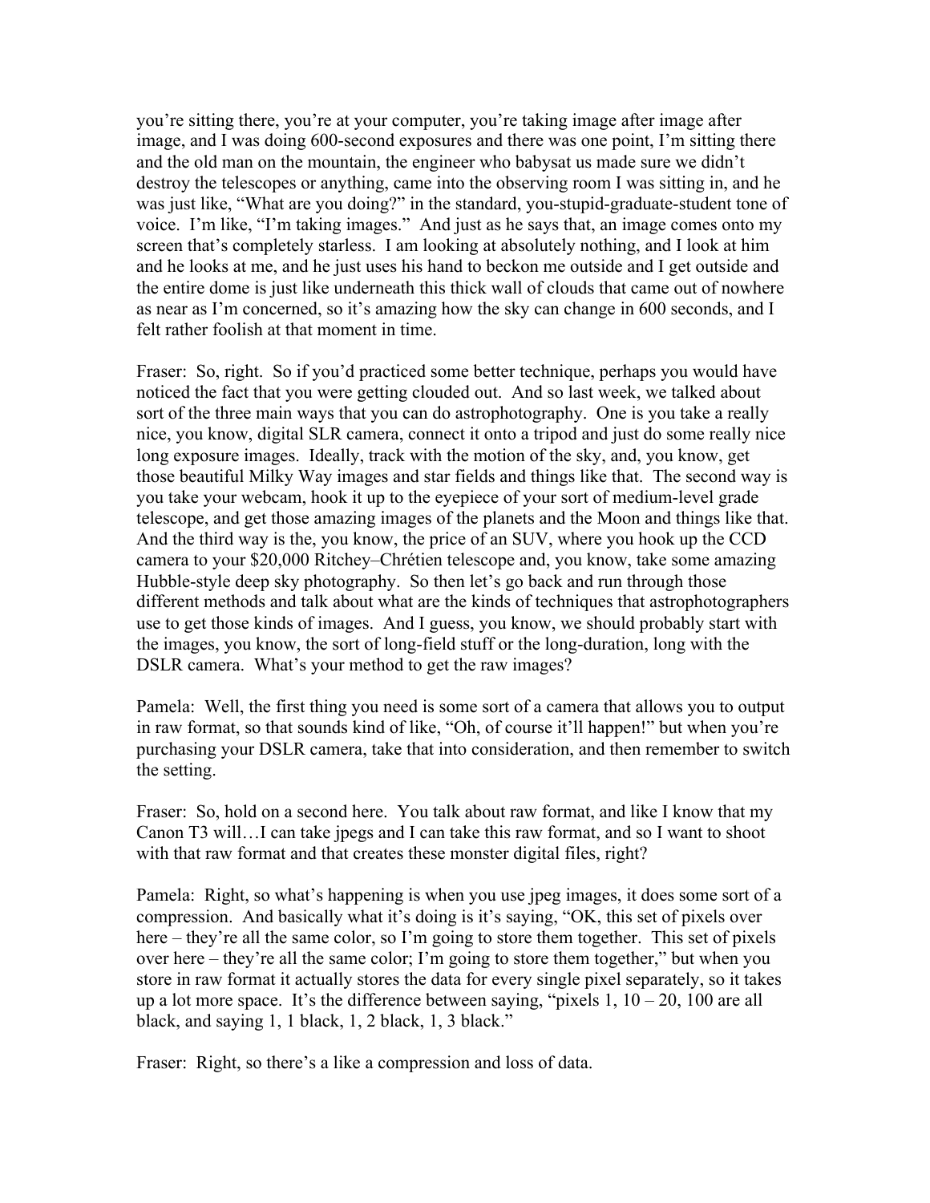you're sitting there, you're at your computer, you're taking image after image after image, and I was doing 600-second exposures and there was one point, I'm sitting there and the old man on the mountain, the engineer who babysat us made sure we didn't destroy the telescopes or anything, came into the observing room I was sitting in, and he was just like, "What are you doing?" in the standard, you-stupid-graduate-student tone of voice. I'm like, "I'm taking images." And just as he says that, an image comes onto my screen that's completely starless. I am looking at absolutely nothing, and I look at him and he looks at me, and he just uses his hand to beckon me outside and I get outside and the entire dome is just like underneath this thick wall of clouds that came out of nowhere as near as I'm concerned, so it's amazing how the sky can change in 600 seconds, and I felt rather foolish at that moment in time.

Fraser: So, right. So if you'd practiced some better technique, perhaps you would have noticed the fact that you were getting clouded out. And so last week, we talked about sort of the three main ways that you can do astrophotography. One is you take a really nice, you know, digital SLR camera, connect it onto a tripod and just do some really nice long exposure images. Ideally, track with the motion of the sky, and, you know, get those beautiful Milky Way images and star fields and things like that. The second way is you take your webcam, hook it up to the eyepiece of your sort of medium-level grade telescope, and get those amazing images of the planets and the Moon and things like that. And the third way is the, you know, the price of an SUV, where you hook up the CCD camera to your $20,000 Ritchey–Chrétien telescope and, you know, take some amazing Hubble-style deep sky photography. So then let's go back and run through those different methods and talk about what are the kinds of techniques that astrophotographers use to get those kinds of images. And I guess, you know, we should probably start with the images, you know, the sort of long-field stuff or the long-duration, long with the DSLR camera. What's your method to get the raw images?

Pamela: Well, the first thing you need is some sort of a camera that allows you to output in raw format, so that sounds kind of like, "Oh, of course it'll happen!" but when you're purchasing your DSLR camera, take that into consideration, and then remember to switch the setting.

Fraser: So, hold on a second here. You talk about raw format, and like I know that my Canon T3 will…I can take jpegs and I can take this raw format, and so I want to shoot with that raw format and that creates these monster digital files, right?

Pamela: Right, so what's happening is when you use jpeg images, it does some sort of a compression. And basically what it's doing is it's saying, "OK, this set of pixels over here – they're all the same color, so I'm going to store them together. This set of pixels over here – they're all the same color; I'm going to store them together," but when you store in raw format it actually stores the data for every single pixel separately, so it takes up a lot more space. It's the difference between saying, "pixels 1, 10 – 20, 100 are all black, and saying 1, 1 black, 1, 2 black, 1, 3 black."

Fraser: Right, so there's a like a compression and loss of data.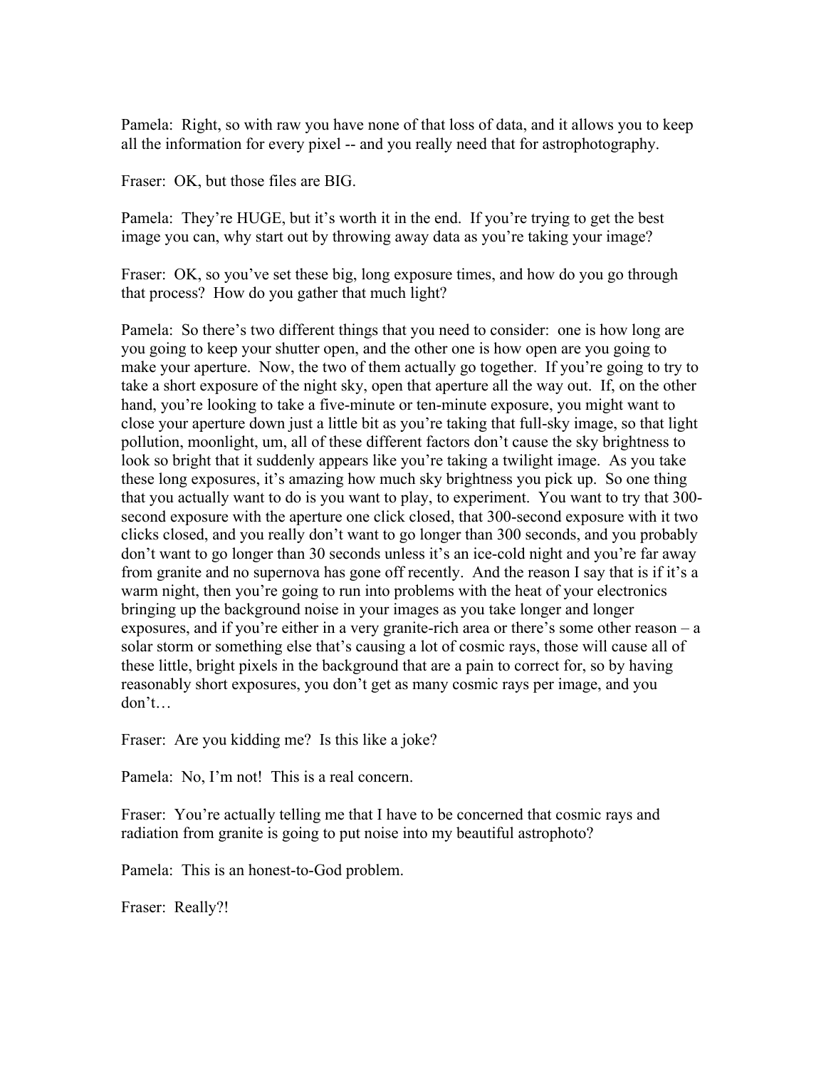Pamela: Right, so with raw you have none of that loss of data, and it allows you to keep all the information for every pixel -- and you really need that for astrophotography.

Fraser: OK, but those files are BIG.

Pamela: They're HUGE, but it's worth it in the end. If you're trying to get the best image you can, why start out by throwing away data as you're taking your image?

Fraser: OK, so you've set these big, long exposure times, and how do you go through that process? How do you gather that much light?

Pamela: So there's two different things that you need to consider: one is how long are you going to keep your shutter open, and the other one is how open are you going to make your aperture. Now, the two of them actually go together. If you're going to try to take a short exposure of the night sky, open that aperture all the way out. If, on the other hand, you're looking to take a five-minute or ten-minute exposure, you might want to close your aperture down just a little bit as you're taking that full-sky image, so that light pollution, moonlight, um, all of these different factors don't cause the sky brightness to look so bright that it suddenly appears like you're taking a twilight image. As you take these long exposures, it's amazing how much sky brightness you pick up. So one thing that you actually want to do is you want to play, to experiment. You want to try that 300-second exposure with the aperture one click closed, that 300-second exposure with it two clicks closed, and you really don't want to go longer than 300 seconds, and you probably don't want to go longer than 30 seconds unless it's an ice-cold night and you're far away from granite and no supernova has gone off recently. And the reason I say that is if it's a warm night, then you're going to run into problems with the heat of your electronics bringing up the background noise in your images as you take longer and longer exposures, and if you're either in a very granite-rich area or there's some other reason – a solar storm or something else that's causing a lot of cosmic rays, those will cause all of these little, bright pixels in the background that are a pain to correct for, so by having reasonably short exposures, you don't get as many cosmic rays per image, and you don't…

Fraser: Are you kidding me? Is this like a joke?

Pamela: No, I'm not! This is a real concern.

Fraser: You're actually telling me that I have to be concerned that cosmic rays and radiation from granite is going to put noise into my beautiful astrophoto?

Pamela: This is an honest-to-God problem.

Fraser: Really?!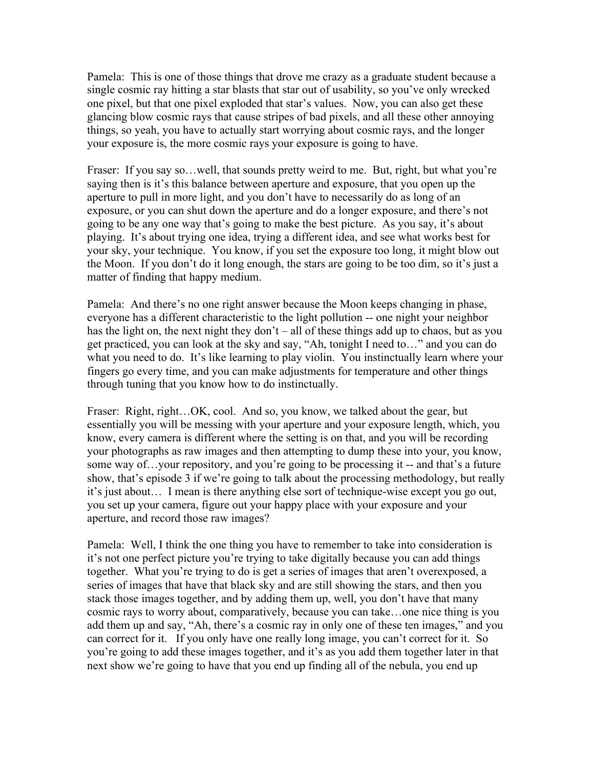Pamela: This is one of those things that drove me crazy as a graduate student because a single cosmic ray hitting a star blasts that star out of usability, so you've only wrecked one pixel, but that one pixel exploded that star's values. Now, you can also get these glancing blow cosmic rays that cause stripes of bad pixels, and all these other annoying things, so yeah, you have to actually start worrying about cosmic rays, and the longer your exposure is, the more cosmic rays your exposure is going to have.

Fraser: If you say so…well, that sounds pretty weird to me. But, right, but what you're saying then is it's this balance between aperture and exposure, that you open up the aperture to pull in more light, and you don't have to necessarily do as long of an exposure, or you can shut down the aperture and do a longer exposure, and there's not going to be any one way that's going to make the best picture. As you say, it's about playing. It's about trying one idea, trying a different idea, and see what works best for your sky, your technique. You know, if you set the exposure too long, it might blow out the Moon. If you don't do it long enough, the stars are going to be too dim, so it's just a matter of finding that happy medium.

Pamela: And there's no one right answer because the Moon keeps changing in phase, everyone has a different characteristic to the light pollution -- one night your neighbor has the light on, the next night they don't – all of these things add up to chaos, but as you get practiced, you can look at the sky and say, "Ah, tonight I need to…" and you can do what you need to do. It's like learning to play violin. You instinctually learn where your fingers go every time, and you can make adjustments for temperature and other things through tuning that you know how to do instinctually.

Fraser: Right, right…OK, cool. And so, you know, we talked about the gear, but essentially you will be messing with your aperture and your exposure length, which, you know, every camera is different where the setting is on that, and you will be recording your photographs as raw images and then attempting to dump these into your, you know, some way of…your repository, and you're going to be processing it -- and that's a future show, that's episode 3 if we're going to talk about the processing methodology, but really it's just about… I mean is there anything else sort of technique-wise except you go out, you set up your camera, figure out your happy place with your exposure and your aperture, and record those raw images?

Pamela: Well, I think the one thing you have to remember to take into consideration is it's not one perfect picture you're trying to take digitally because you can add things together. What you're trying to do is get a series of images that aren't overexposed, a series of images that have that black sky and are still showing the stars, and then you stack those images together, and by adding them up, well, you don't have that many cosmic rays to worry about, comparatively, because you can take…one nice thing is you add them up and say, "Ah, there's a cosmic ray in only one of these ten images," and you can correct for it. If you only have one really long image, you can't correct for it. So you're going to add these images together, and it's as you add them together later in that next show we're going to have that you end up finding all of the nebula, you end up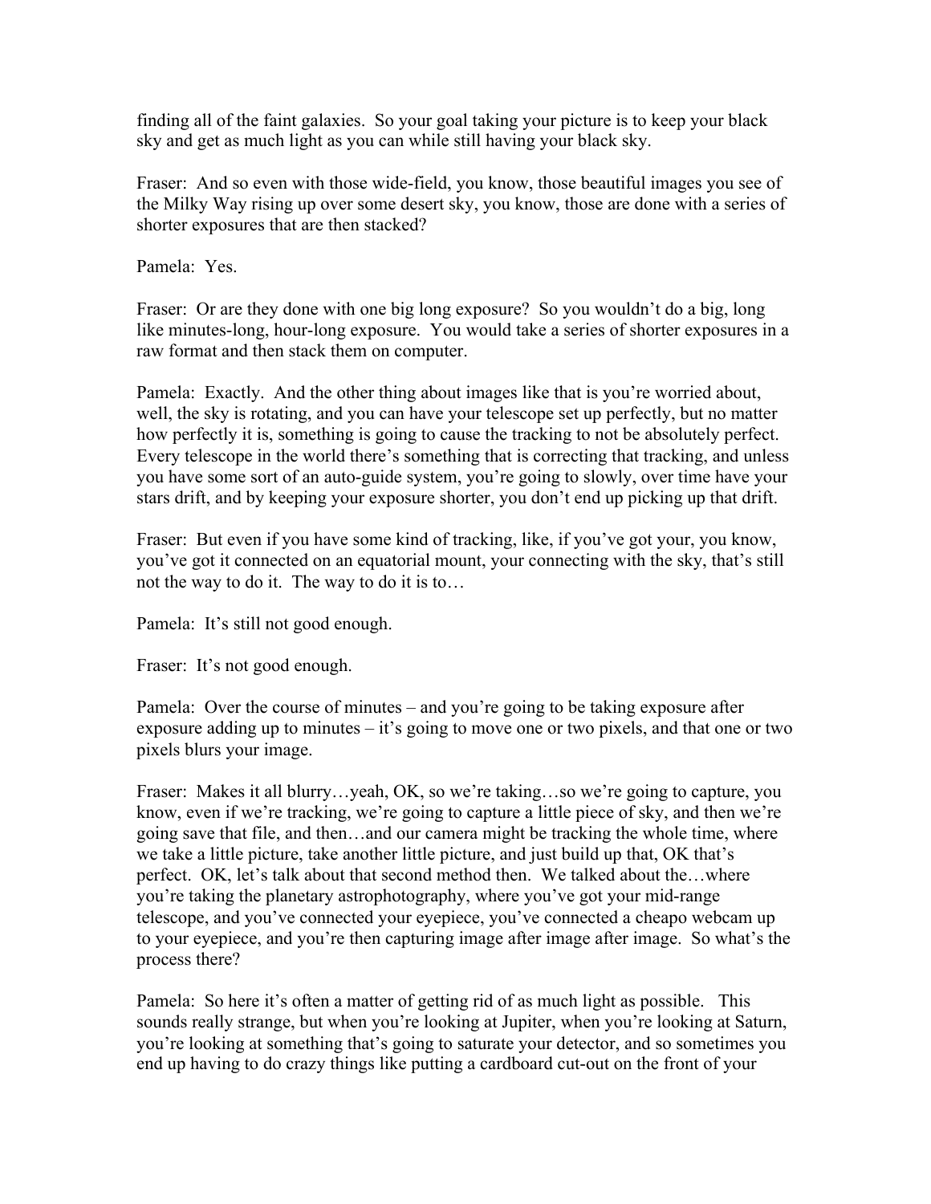finding all of the faint galaxies. So your goal taking your picture is to keep your black sky and get as much light as you can while still having your black sky.

Fraser: And so even with those wide-field, you know, those beautiful images you see of the Milky Way rising up over some desert sky, you know, those are done with a series of shorter exposures that are then stacked?

Pamela: Yes.

Fraser: Or are they done with one big long exposure? So you wouldn't do a big, long like minutes-long, hour-long exposure. You would take a series of shorter exposures in a raw format and then stack them on computer.

Pamela: Exactly. And the other thing about images like that is you're worried about, well, the sky is rotating, and you can have your telescope set up perfectly, but no matter how perfectly it is, something is going to cause the tracking to not be absolutely perfect. Every telescope in the world there's something that is correcting that tracking, and unless you have some sort of an auto-guide system, you're going to slowly, over time have your stars drift, and by keeping your exposure shorter, you don't end up picking up that drift.

Fraser: But even if you have some kind of tracking, like, if you've got your, you know, you've got it connected on an equatorial mount, your connecting with the sky, that's still not the way to do it. The way to do it is to…

Pamela: It's still not good enough.

Fraser: It's not good enough.

Pamela: Over the course of minutes – and you're going to be taking exposure after exposure adding up to minutes – it's going to move one or two pixels, and that one or two pixels blurs your image.

Fraser: Makes it all blurry…yeah, OK, so we're taking…so we're going to capture, you know, even if we're tracking, we're going to capture a little piece of sky, and then we're going save that file, and then…and our camera might be tracking the whole time, where we take a little picture, take another little picture, and just build up that, OK that's perfect. OK, let's talk about that second method then. We talked about the…where you're taking the planetary astrophotography, where you've got your mid-range telescope, and you've connected your eyepiece, you've connected a cheapo webcam up to your eyepiece, and you're then capturing image after image after image. So what's the process there?

Pamela: So here it's often a matter of getting rid of as much light as possible. This sounds really strange, but when you're looking at Jupiter, when you're looking at Saturn, you're looking at something that's going to saturate your detector, and so sometimes you end up having to do crazy things like putting a cardboard cut-out on the front of your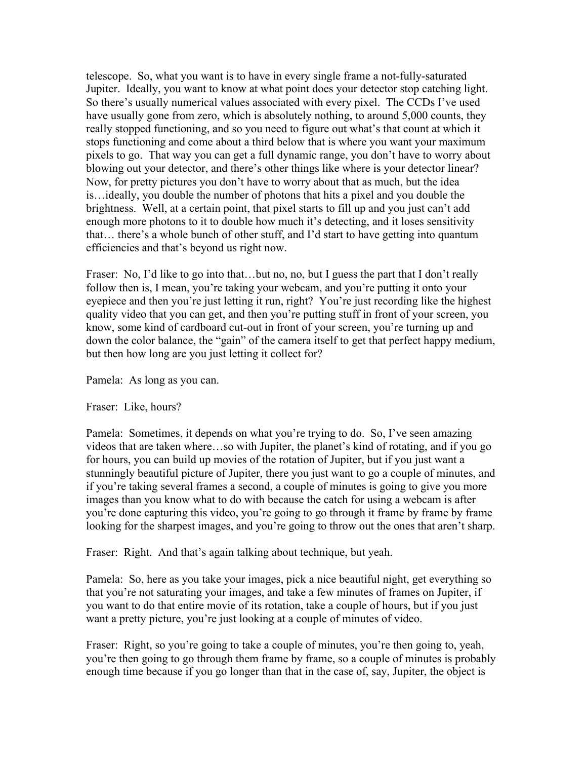telescope. So, what you want is to have in every single frame a not-fully-saturated Jupiter. Ideally, you want to know at what point does your detector stop catching light. So there's usually numerical values associated with every pixel. The CCDs I've used have usually gone from zero, which is absolutely nothing, to around 5,000 counts, they really stopped functioning, and so you need to figure out what's that count at which it stops functioning and come about a third below that is where you want your maximum pixels to go. That way you can get a full dynamic range, you don't have to worry about blowing out your detector, and there's other things like where is your detector linear? Now, for pretty pictures you don't have to worry about that as much, but the idea is…ideally, you double the number of photons that hits a pixel and you double the brightness. Well, at a certain point, that pixel starts to fill up and you just can't add enough more photons to it to double how much it's detecting, and it loses sensitivity that… there's a whole bunch of other stuff, and I'd start to have getting into quantum efficiencies and that's beyond us right now.

Fraser: No, I'd like to go into that…but no, no, but I guess the part that I don't really follow then is, I mean, you're taking your webcam, and you're putting it onto your eyepiece and then you're just letting it run, right? You're just recording like the highest quality video that you can get, and then you're putting stuff in front of your screen, you know, some kind of cardboard cut-out in front of your screen, you're turning up and down the color balance, the "gain" of the camera itself to get that perfect happy medium, but then how long are you just letting it collect for?

Pamela: As long as you can.

Fraser: Like, hours?

Pamela: Sometimes, it depends on what you're trying to do. So, I've seen amazing videos that are taken where…so with Jupiter, the planet's kind of rotating, and if you go for hours, you can build up movies of the rotation of Jupiter, but if you just want a stunningly beautiful picture of Jupiter, there you just want to go a couple of minutes, and if you're taking several frames a second, a couple of minutes is going to give you more images than you know what to do with because the catch for using a webcam is after you're done capturing this video, you're going to go through it frame by frame by frame looking for the sharpest images, and you're going to throw out the ones that aren't sharp.

Fraser: Right. And that's again talking about technique, but yeah.

Pamela: So, here as you take your images, pick a nice beautiful night, get everything so that you're not saturating your images, and take a few minutes of frames on Jupiter, if you want to do that entire movie of its rotation, take a couple of hours, but if you just want a pretty picture, you're just looking at a couple of minutes of video.

Fraser: Right, so you're going to take a couple of minutes, you're then going to, yeah, you're then going to go through them frame by frame, so a couple of minutes is probably enough time because if you go longer than that in the case of, say, Jupiter, the object is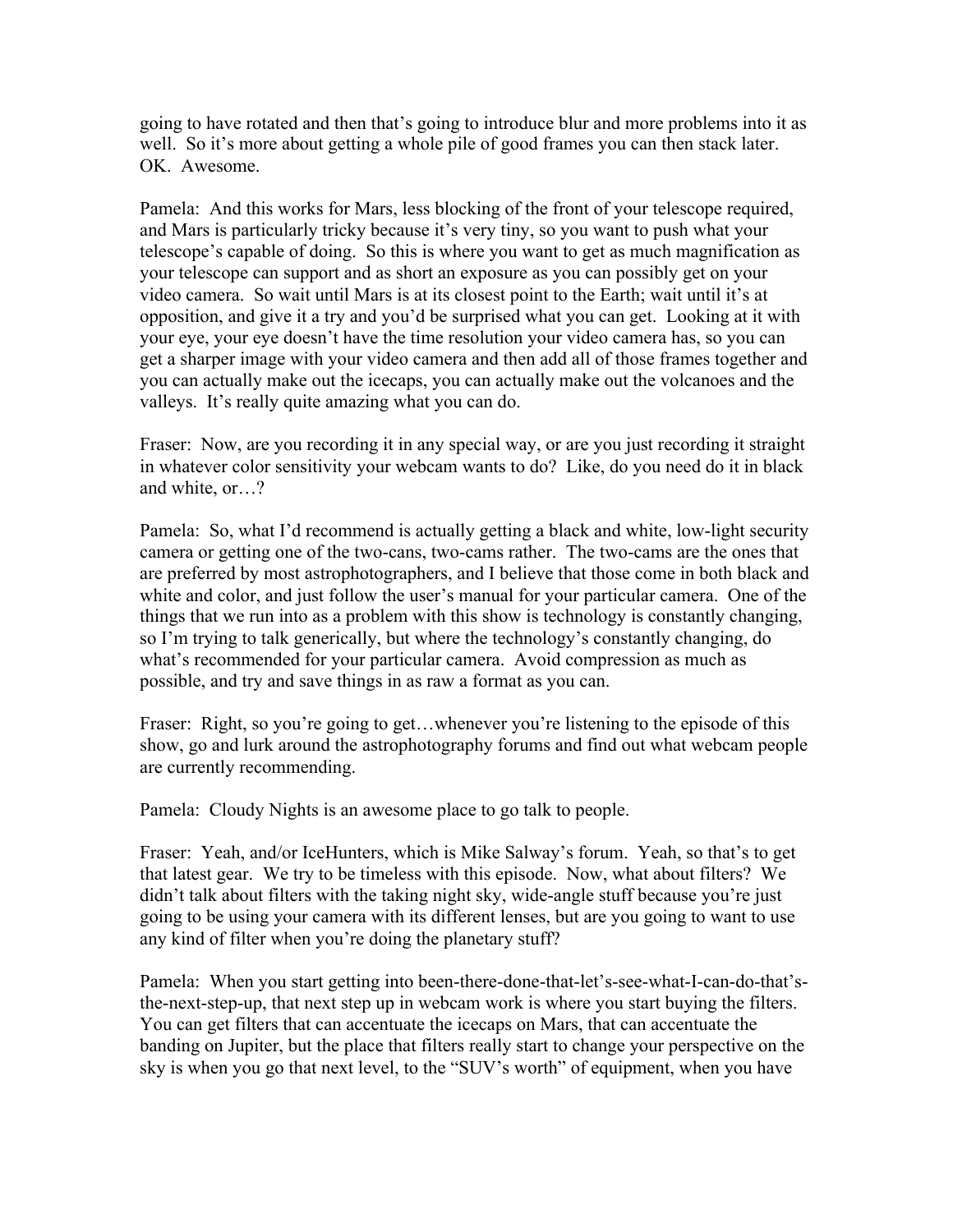going to have rotated and then that's going to introduce blur and more problems into it as well. So it's more about getting a whole pile of good frames you can then stack later. OK. Awesome.

Pamela: And this works for Mars, less blocking of the front of your telescope required, and Mars is particularly tricky because it's very tiny, so you want to push what your telescope's capable of doing. So this is where you want to get as much magnification as your telescope can support and as short an exposure as you can possibly get on your video camera. So wait until Mars is at its closest point to the Earth; wait until it's at opposition, and give it a try and you'd be surprised what you can get. Looking at it with your eye, your eye doesn't have the time resolution your video camera has, so you can get a sharper image with your video camera and then add all of those frames together and you can actually make out the icecaps, you can actually make out the volcanoes and the valleys. It's really quite amazing what you can do.

Fraser: Now, are you recording it in any special way, or are you just recording it straight in whatever color sensitivity your webcam wants to do? Like, do you need do it in black and white, or…?

Pamela: So, what I'd recommend is actually getting a black and white, low-light security camera or getting one of the two-cans, two-cams rather. The two-cams are the ones that are preferred by most astrophotographers, and I believe that those come in both black and white and color, and just follow the user's manual for your particular camera. One of the things that we run into as a problem with this show is technology is constantly changing, so I'm trying to talk generically, but where the technology's constantly changing, do what's recommended for your particular camera. Avoid compression as much as possible, and try and save things in as raw a format as you can.

Fraser: Right, so you're going to get…whenever you're listening to the episode of this show, go and lurk around the astrophotography forums and find out what webcam people are currently recommending.

Pamela: Cloudy Nights is an awesome place to go talk to people.

Fraser: Yeah, and/or IceHunters, which is Mike Salway's forum. Yeah, so that's to get that latest gear. We try to be timeless with this episode. Now, what about filters? We didn't talk about filters with the taking night sky, wide-angle stuff because you're just going to be using your camera with its different lenses, but are you going to want to use any kind of filter when you're doing the planetary stuff?

Pamela: When you start getting into been-there-done-that-let's-see-what-I-can-do-that's-the-next-step-up, that next step up in webcam work is where you start buying the filters. You can get filters that can accentuate the icecaps on Mars, that can accentuate the banding on Jupiter, but the place that filters really start to change your perspective on the sky is when you go that next level, to the "SUV's worth" of equipment, when you have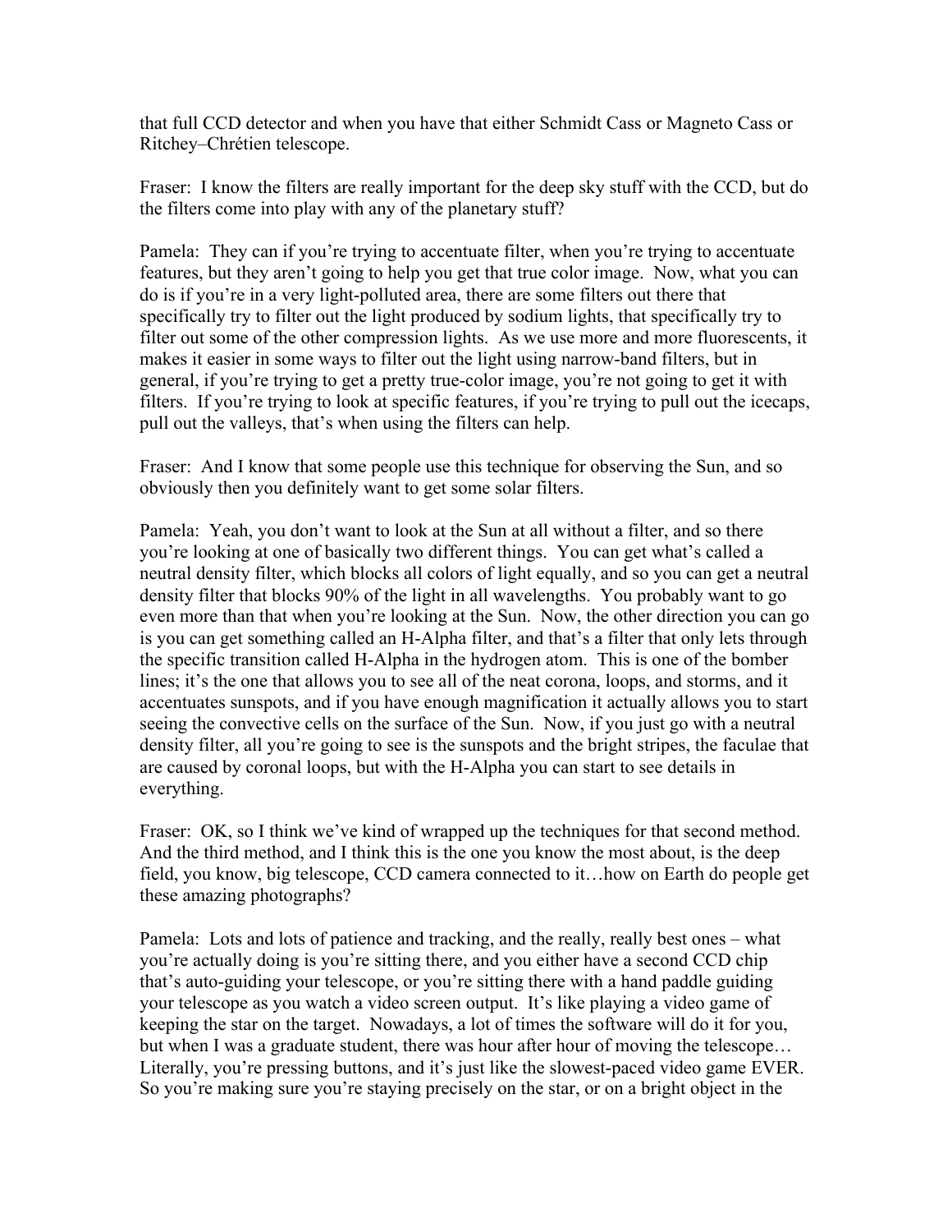that full CCD detector and when you have that either Schmidt Cass or Magneto Cass or Ritchey–Chrétien telescope.

Fraser: I know the filters are really important for the deep sky stuff with the CCD, but do the filters come into play with any of the planetary stuff?

Pamela: They can if you're trying to accentuate filter, when you're trying to accentuate features, but they aren't going to help you get that true color image. Now, what you can do is if you're in a very light-polluted area, there are some filters out there that specifically try to filter out the light produced by sodium lights, that specifically try to filter out some of the other compression lights. As we use more and more fluorescents, it makes it easier in some ways to filter out the light using narrow-band filters, but in general, if you're trying to get a pretty true-color image, you're not going to get it with filters. If you're trying to look at specific features, if you're trying to pull out the icecaps, pull out the valleys, that's when using the filters can help.

Fraser: And I know that some people use this technique for observing the Sun, and so obviously then you definitely want to get some solar filters.

Pamela: Yeah, you don't want to look at the Sun at all without a filter, and so there you're looking at one of basically two different things. You can get what's called a neutral density filter, which blocks all colors of light equally, and so you can get a neutral density filter that blocks 90% of the light in all wavelengths. You probably want to go even more than that when you're looking at the Sun. Now, the other direction you can go is you can get something called an H-Alpha filter, and that's a filter that only lets through the specific transition called H-Alpha in the hydrogen atom. This is one of the bomber lines; it's the one that allows you to see all of the neat corona, loops, and storms, and it accentuates sunspots, and if you have enough magnification it actually allows you to start seeing the convective cells on the surface of the Sun. Now, if you just go with a neutral density filter, all you're going to see is the sunspots and the bright stripes, the faculae that are caused by coronal loops, but with the H-Alpha you can start to see details in everything.

Fraser: OK, so I think we've kind of wrapped up the techniques for that second method. And the third method, and I think this is the one you know the most about, is the deep field, you know, big telescope, CCD camera connected to it…how on Earth do people get these amazing photographs?

Pamela: Lots and lots of patience and tracking, and the really, really best ones – what you're actually doing is you're sitting there, and you either have a second CCD chip that's auto-guiding your telescope, or you're sitting there with a hand paddle guiding your telescope as you watch a video screen output. It's like playing a video game of keeping the star on the target. Nowadays, a lot of times the software will do it for you, but when I was a graduate student, there was hour after hour of moving the telescope… Literally, you're pressing buttons, and it's just like the slowest-paced video game EVER. So you're making sure you're staying precisely on the star, or on a bright object in the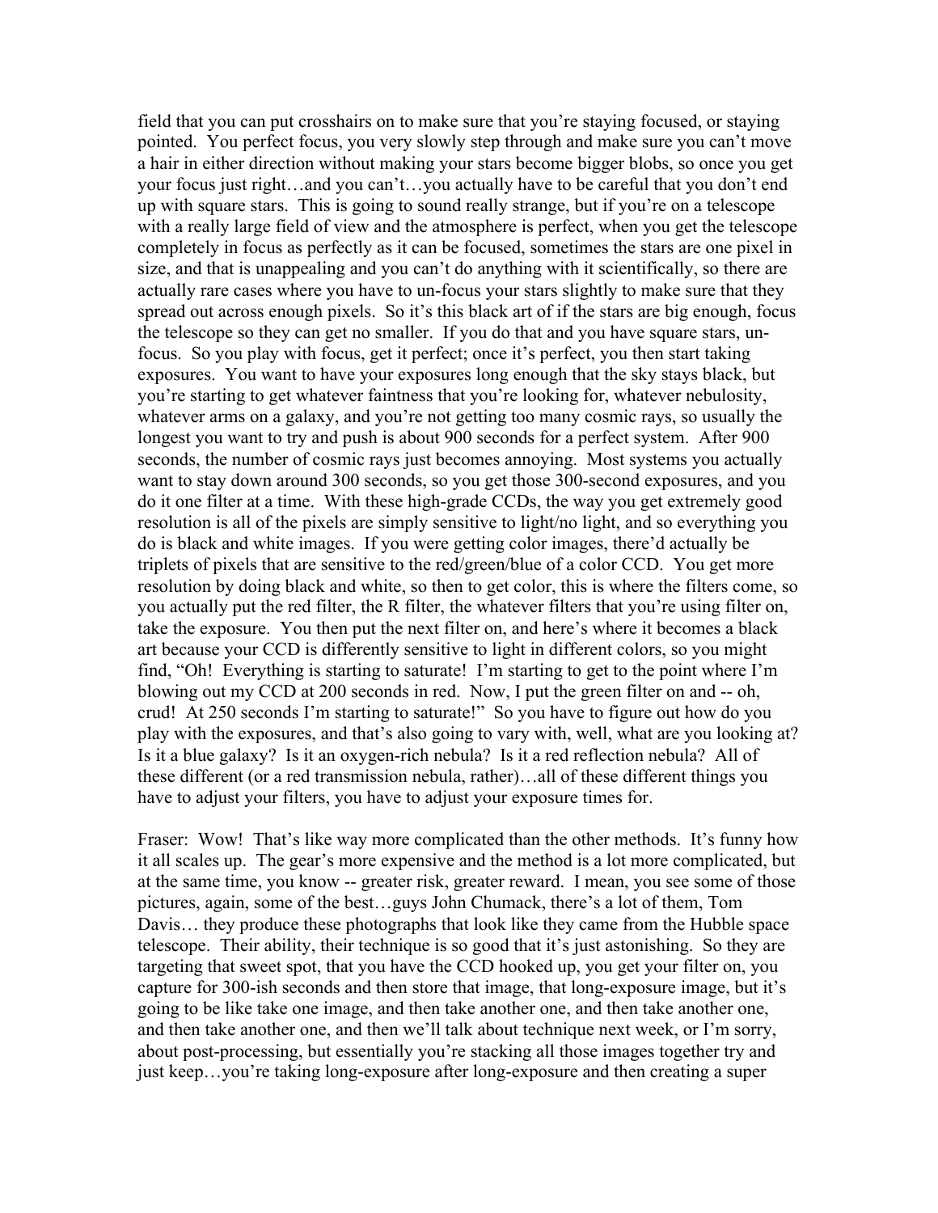field that you can put crosshairs on to make sure that you're staying focused, or staying pointed. You perfect focus, you very slowly step through and make sure you can't move a hair in either direction without making your stars become bigger blobs, so once you get your focus just right…and you can't…you actually have to be careful that you don't end up with square stars. This is going to sound really strange, but if you're on a telescope with a really large field of view and the atmosphere is perfect, when you get the telescope completely in focus as perfectly as it can be focused, sometimes the stars are one pixel in size, and that is unappealing and you can't do anything with it scientifically, so there are actually rare cases where you have to un-focus your stars slightly to make sure that they spread out across enough pixels. So it's this black art of if the stars are big enough, focus the telescope so they can get no smaller. If you do that and you have square stars, un-focus. So you play with focus, get it perfect; once it's perfect, you then start taking exposures. You want to have your exposures long enough that the sky stays black, but you're starting to get whatever faintness that you're looking for, whatever nebulosity, whatever arms on a galaxy, and you're not getting too many cosmic rays, so usually the longest you want to try and push is about 900 seconds for a perfect system. After 900 seconds, the number of cosmic rays just becomes annoying. Most systems you actually want to stay down around 300 seconds, so you get those 300-second exposures, and you do it one filter at a time. With these high-grade CCDs, the way you get extremely good resolution is all of the pixels are simply sensitive to light/no light, and so everything you do is black and white images. If you were getting color images, there'd actually be triplets of pixels that are sensitive to the red/green/blue of a color CCD. You get more resolution by doing black and white, so then to get color, this is where the filters come, so you actually put the red filter, the R filter, the whatever filters that you're using filter on, take the exposure. You then put the next filter on, and here's where it becomes a black art because your CCD is differently sensitive to light in different colors, so you might find, "Oh! Everything is starting to saturate! I'm starting to get to the point where I'm blowing out my CCD at 200 seconds in red. Now, I put the green filter on and -- oh, crud! At 250 seconds I'm starting to saturate!" So you have to figure out how do you play with the exposures, and that's also going to vary with, well, what are you looking at? Is it a blue galaxy? Is it an oxygen-rich nebula? Is it a red reflection nebula? All of these different (or a red transmission nebula, rather)…all of these different things you have to adjust your filters, you have to adjust your exposure times for.

Fraser: Wow! That's like way more complicated than the other methods. It's funny how it all scales up. The gear's more expensive and the method is a lot more complicated, but at the same time, you know -- greater risk, greater reward. I mean, you see some of those pictures, again, some of the best…guys John Chumack, there's a lot of them, Tom Davis… they produce these photographs that look like they came from the Hubble space telescope. Their ability, their technique is so good that it's just astonishing. So they are targeting that sweet spot, that you have the CCD hooked up, you get your filter on, you capture for 300-ish seconds and then store that image, that long-exposure image, but it's going to be like take one image, and then take another one, and then take another one, and then take another one, and then we'll talk about technique next week, or I'm sorry, about post-processing, but essentially you're stacking all those images together try and just keep…you're taking long-exposure after long-exposure and then creating a super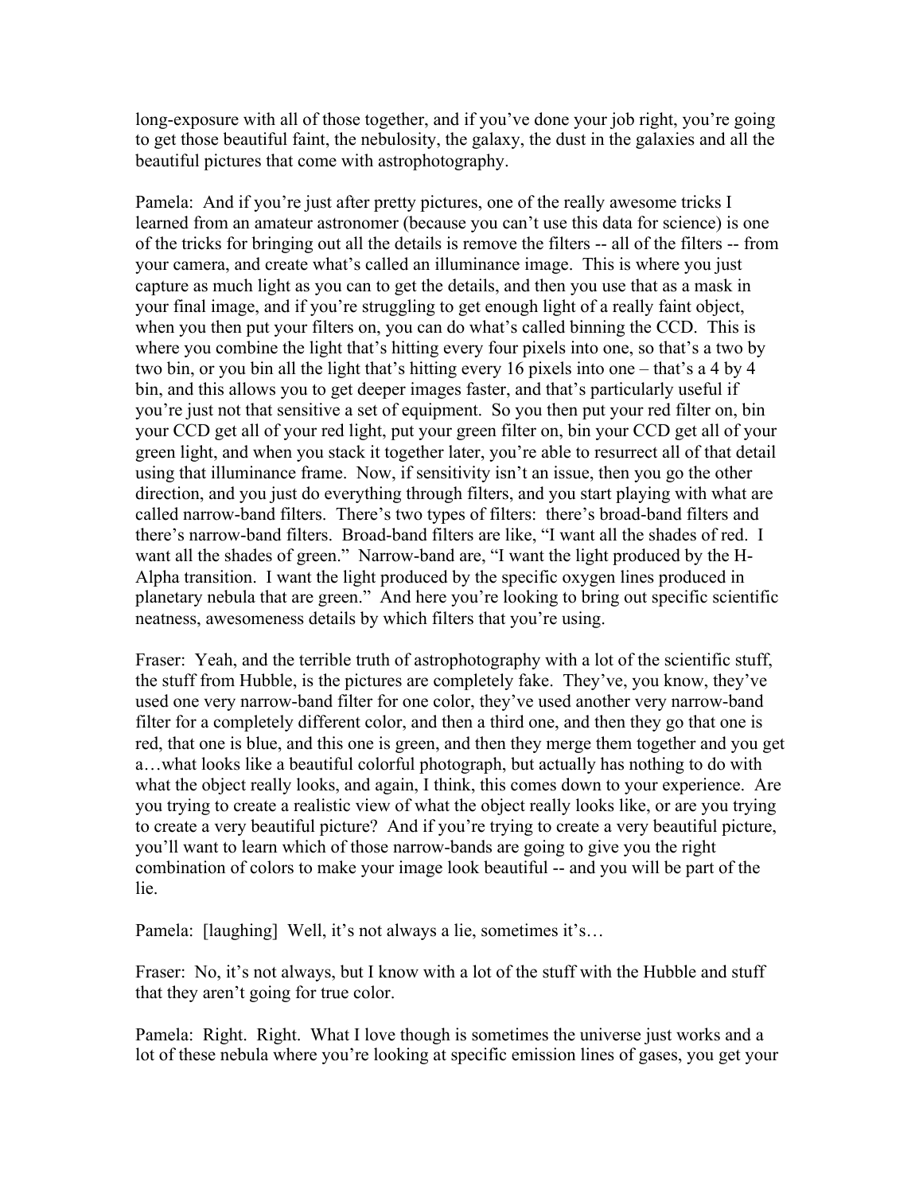long-exposure with all of those together, and if you've done your job right, you're going to get those beautiful faint, the nebulosity, the galaxy, the dust in the galaxies and all the beautiful pictures that come with astrophotography.

Pamela: And if you're just after pretty pictures, one of the really awesome tricks I learned from an amateur astronomer (because you can't use this data for science) is one of the tricks for bringing out all the details is remove the filters -- all of the filters -- from your camera, and create what's called an illuminance image. This is where you just capture as much light as you can to get the details, and then you use that as a mask in your final image, and if you're struggling to get enough light of a really faint object, when you then put your filters on, you can do what's called binning the CCD. This is where you combine the light that's hitting every four pixels into one, so that's a two by two bin, or you bin all the light that's hitting every 16 pixels into one – that's a 4 by 4 bin, and this allows you to get deeper images faster, and that's particularly useful if you're just not that sensitive a set of equipment. So you then put your red filter on, bin your CCD get all of your red light, put your green filter on, bin your CCD get all of your green light, and when you stack it together later, you're able to resurrect all of that detail using that illuminance frame. Now, if sensitivity isn't an issue, then you go the other direction, and you just do everything through filters, and you start playing with what are called narrow-band filters. There's two types of filters: there's broad-band filters and there's narrow-band filters. Broad-band filters are like, "I want all the shades of red. I want all the shades of green." Narrow-band are, "I want the light produced by the H-Alpha transition. I want the light produced by the specific oxygen lines produced in planetary nebula that are green." And here you're looking to bring out specific scientific neatness, awesomeness details by which filters that you're using.

Fraser: Yeah, and the terrible truth of astrophotography with a lot of the scientific stuff, the stuff from Hubble, is the pictures are completely fake. They've, you know, they've used one very narrow-band filter for one color, they've used another very narrow-band filter for a completely different color, and then a third one, and then they go that one is red, that one is blue, and this one is green, and then they merge them together and you get a…what looks like a beautiful colorful photograph, but actually has nothing to do with what the object really looks, and again, I think, this comes down to your experience. Are you trying to create a realistic view of what the object really looks like, or are you trying to create a very beautiful picture? And if you're trying to create a very beautiful picture, you'll want to learn which of those narrow-bands are going to give you the right combination of colors to make your image look beautiful -- and you will be part of the lie.

Pamela: [laughing] Well, it's not always a lie, sometimes it's…

Fraser: No, it's not always, but I know with a lot of the stuff with the Hubble and stuff that they aren't going for true color.

Pamela: Right. Right. What I love though is sometimes the universe just works and a lot of these nebula where you're looking at specific emission lines of gases, you get your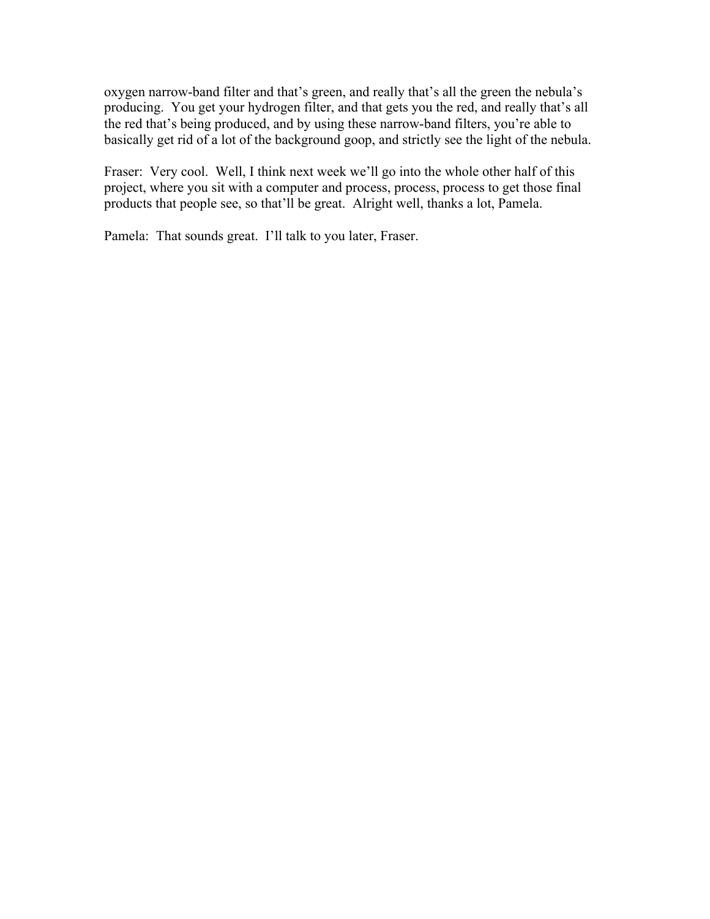oxygen narrow-band filter and that's green, and really that's all the green the nebula's producing. You get your hydrogen filter, and that gets you the red, and really that's all the red that's being produced, and by using these narrow-band filters, you're able to basically get rid of a lot of the background goop, and strictly see the light of the nebula.

Fraser: Very cool. Well, I think next week we'll go into the whole other half of this project, where you sit with a computer and process, process, process to get those final products that people see, so that'll be great. Alright well, thanks a lot, Pamela.

Pamela: That sounds great. I'll talk to you later, Fraser.